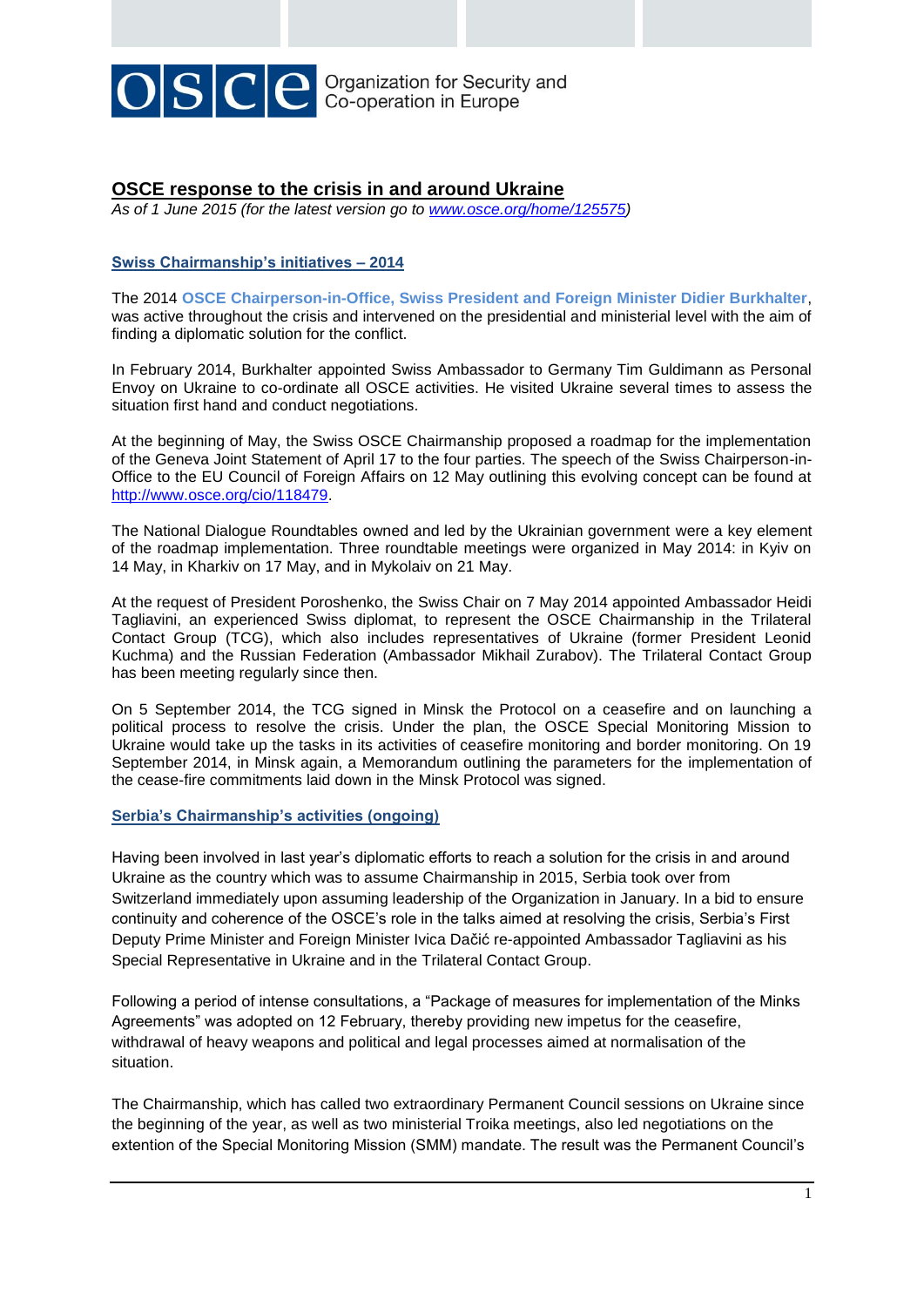OSCE Organization for Security and Co-operation in Europe

# OSCE response to the crisis in and around Ukraine

*As of 1 June 2015 (for the latest version go to www.osce.org/home/125575)*

## Swiss Chairmanship's initiatives – 2014

The 2014 **OSCE Chairperson-in-Office, Swiss President and Foreign Minister Didier Burkhalter**, was active throughout the crisis and intervened on the presidential and ministerial level with the aim of finding a diplomatic solution for the conflict.

In February 2014, Burkhalter appointed Swiss Ambassador to Germany Tim Guldimann as Personal Envoy on Ukraine to co-ordinate all OSCE activities. He visited Ukraine several times to assess the situation first hand and conduct negotiations.

At the beginning of May, the Swiss OSCE Chairmanship proposed a roadmap for the implementation of the Geneva Joint Statement of April 17 to the four parties. The speech of the Swiss Chairperson-in-Office to the EU Council of Foreign Affairs on 12 May outlining this evolving concept can be found at http://www.osce.org/cio/118479.

The National Dialogue Roundtables owned and led by the Ukrainian government were a key element of the roadmap implementation. Three roundtable meetings were organized in May 2014: in Kyiv on 14 May, in Kharkiv on 17 May, and in Mykolaiv on 21 May.

At the request of President Poroshenko, the Swiss Chair on 7 May 2014 appointed Ambassador Heidi Tagliavini, an experienced Swiss diplomat, to represent the OSCE Chairmanship in the Trilateral Contact Group (TCG), which also includes representatives of Ukraine (former President Leonid Kuchma) and the Russian Federation (Ambassador Mikhail Zurabov). The Trilateral Contact Group has been meeting regularly since then.

On 5 September 2014, the TCG signed in Minsk the Protocol on a ceasefire and on launching a political process to resolve the crisis. Under the plan, the OSCE Special Monitoring Mission to Ukraine would take up the tasks in its activities of ceasefire monitoring and border monitoring. On 19 September 2014, in Minsk again, a Memorandum outlining the parameters for the implementation of the cease-fire commitments laid down in the Minsk Protocol was signed.

## Serbia's Chairmanship's activities (ongoing)

Having been involved in last year's diplomatic efforts to reach a solution for the crisis in and around Ukraine as the country which was to assume Chairmanship in 2015, Serbia took over from Switzerland immediately upon assuming leadership of the Organization in January. In a bid to ensure continuity and coherence of the OSCE's role in the talks aimed at resolving the crisis, Serbia's First Deputy Prime Minister and Foreign Minister Ivica Dačić re-appointed Ambassador Tagliavini as his Special Representative in Ukraine and in the Trilateral Contact Group.

Following a period of intense consultations, a "Package of measures for implementation of the Minks Agreements" was adopted on 12 February, thereby providing new impetus for the ceasefire, withdrawal of heavy weapons and political and legal processes aimed at normalisation of the situation.

The Chairmanship, which has called two extraordinary Permanent Council sessions on Ukraine since the beginning of the year, as well as two ministerial Troika meetings, also led negotiations on the extention of the Special Monitoring Mission (SMM) mandate. The result was the Permanent Council's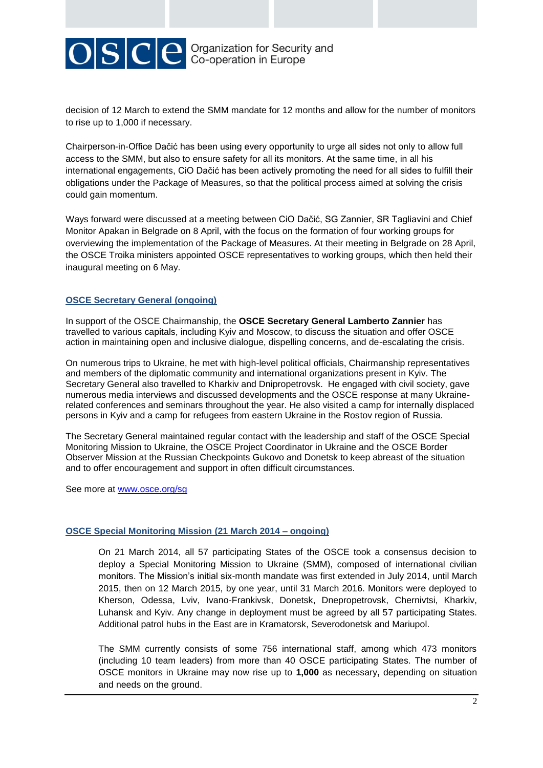decision of 12 March to extend the SMM mandate for 12 months and allow for the number of monitors to rise up to 1,000 if necessary.

Chairperson-in-Office Dačić has been using every opportunity to urge all sides not only to allow full access to the SMM, but also to ensure safety for all its monitors. At the same time, in all his international engagements, CiO Dačić has been actively promoting the need for all sides to fulfill their obligations under the Package of Measures, so that the political process aimed at solving the crisis could gain momentum.

Ways forward were discussed at a meeting between CiO Dačić, SG Zannier, SR Tagliavini and Chief Monitor Apakan in Belgrade on 8 April, with the focus on the formation of four working groups for overviewing the implementation of the Package of Measures. At their meeting in Belgrade on 28 April, the OSCE Troika ministers appointed OSCE representatives to working groups, which then held their inaugural meeting on 6 May.

## OSCE Secretary General (ongoing)

In support of the OSCE Chairmanship, the **OSCE Secretary General Lamberto Zannier** has travelled to various capitals, including Kyiv and Moscow, to discuss the situation and offer OSCE action in maintaining open and inclusive dialogue, dispelling concerns, and de-escalating the crisis.

On numerous trips to Ukraine, he met with high-level political officials, Chairmanship representatives and members of the diplomatic community and international organizations present in Kyiv. The Secretary General also travelled to Kharkiv and Dnipropetrovsk. He engaged with civil society, gave numerous media interviews and discussed developments and the OSCE response at many Ukraine-related conferences and seminars throughout the year. He also visited a camp for internally displaced persons in Kyiv and a camp for refugees from eastern Ukraine in the Rostov region of Russia.

The Secretary General maintained regular contact with the leadership and staff of the OSCE Special Monitoring Mission to Ukraine, the OSCE Project Coordinator in Ukraine and the OSCE Border Observer Mission at the Russian Checkpoints Gukovo and Donetsk to keep abreast of the situation and to offer encouragement and support in often difficult circumstances.

See more at www.osce.org/sg

## OSCE Special Monitoring Mission (21 March 2014 – ongoing)

On 21 March 2014, all 57 participating States of the OSCE took a consensus decision to deploy a Special Monitoring Mission to Ukraine (SMM), composed of international civilian monitors. The Mission's initial six-month mandate was first extended in July 2014, until March 2015, then on 12 March 2015, by one year, until 31 March 2016. Monitors were deployed to Kherson, Odessa, Lviv, Ivano-Frankivsk, Donetsk, Dnepropetrovsk, Chernivtsi, Kharkiv, Luhansk and Kyiv. Any change in deployment must be agreed by all 57 participating States. Additional patrol hubs in the East are in Kramatorsk, Severodonetsk and Mariupol.

The SMM currently consists of some 756 international staff, among which 473 monitors (including 10 team leaders) from more than 40 OSCE participating States. The number of OSCE monitors in Ukraine may now rise up to **1,000** as necessary**,** depending on situation and needs on the ground.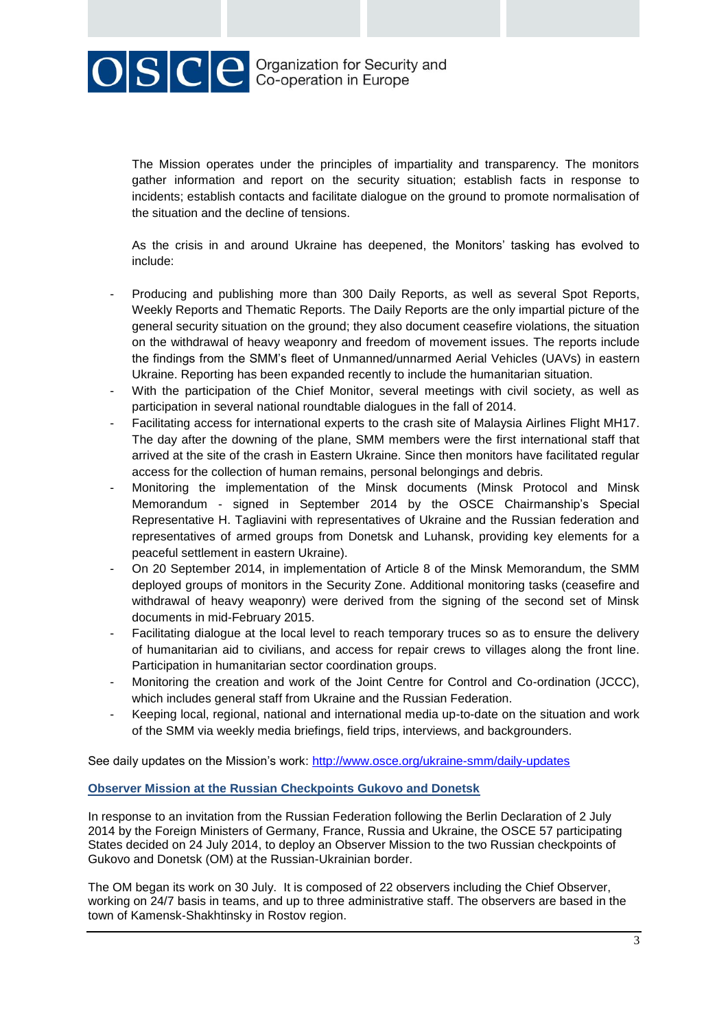The Mission operates under the principles of impartiality and transparency. The monitors gather information and report on the security situation; establish facts in response to incidents; establish contacts and facilitate dialogue on the ground to promote normalisation of the situation and the decline of tensions.

As the crisis in and around Ukraine has deepened, the Monitors' tasking has evolved to include:

- Producing and publishing more than 300 Daily Reports, as well as several Spot Reports, Weekly Reports and Thematic Reports. The Daily Reports are the only impartial picture of the general security situation on the ground; they also document ceasefire violations, the situation on the withdrawal of heavy weaponry and freedom of movement issues. The reports include the findings from the SMM's fleet of Unmanned/unnarmed Aerial Vehicles (UAVs) in eastern Ukraine. Reporting has been expanded recently to include the humanitarian situation.
- With the participation of the Chief Monitor, several meetings with civil society, as well as participation in several national roundtable dialogues in the fall of 2014.
- Facilitating access for international experts to the crash site of Malaysia Airlines Flight MH17. The day after the downing of the plane, SMM members were the first international staff that arrived at the site of the crash in Eastern Ukraine. Since then monitors have facilitated regular access for the collection of human remains, personal belongings and debris.
- Monitoring the implementation of the Minsk documents (Minsk Protocol and Minsk Memorandum - signed in September 2014 by the OSCE Chairmanship's Special Representative H. Tagliavini with representatives of Ukraine and the Russian federation and representatives of armed groups from Donetsk and Luhansk, providing key elements for a peaceful settlement in eastern Ukraine).
- On 20 September 2014, in implementation of Article 8 of the Minsk Memorandum, the SMM deployed groups of monitors in the Security Zone. Additional monitoring tasks (ceasefire and withdrawal of heavy weaponry) were derived from the signing of the second set of Minsk documents in mid-February 2015.
- Facilitating dialogue at the local level to reach temporary truces so as to ensure the delivery of humanitarian aid to civilians, and access for repair crews to villages along the front line. Participation in humanitarian sector coordination groups.
- Monitoring the creation and work of the Joint Centre for Control and Co-ordination (JCCC), which includes general staff from Ukraine and the Russian Federation.
- Keeping local, regional, national and international media up-to-date on the situation and work of the SMM via weekly media briefings, field trips, interviews, and backgrounders.

See daily updates on the Mission's work: http://www.osce.org/ukraine-smm/daily-updates

## Observer Mission at the Russian Checkpoints Gukovo and Donetsk

In response to an invitation from the Russian Federation following the Berlin Declaration of 2 July 2014 by the Foreign Ministers of Germany, France, Russia and Ukraine, the OSCE 57 participating States decided on 24 July 2014, to deploy an Observer Mission to the two Russian checkpoints of Gukovo and Donetsk (OM) at the Russian-Ukrainian border.

The OM began its work on 30 July. It is composed of 22 observers including the Chief Observer, working on 24/7 basis in teams, and up to three administrative staff. The observers are based in the town of Kamensk-Shakhtinsky in Rostov region.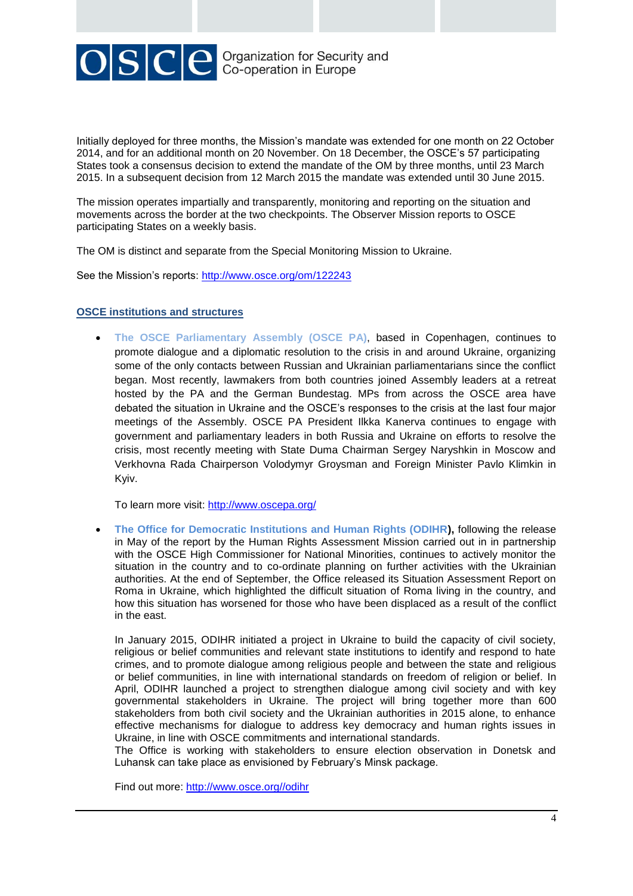Initially deployed for three months, the Mission's mandate was extended for one month on 22 October 2014, and for an additional month on 20 November. On 18 December, the OSCE's 57 participating States took a consensus decision to extend the mandate of the OM by three months, until 23 March 2015. In a subsequent decision from 12 March 2015 the mandate was extended until 30 June 2015.

The mission operates impartially and transparently, monitoring and reporting on the situation and movements across the border at the two checkpoints. The Observer Mission reports to OSCE participating States on a weekly basis.

The OM is distinct and separate from the Special Monitoring Mission to Ukraine.

See the Mission's reports: http://www.osce.org/om/122243

## OSCE institutions and structures

- **The OSCE Parliamentary Assembly (OSCE PA)**, based in Copenhagen, continues to promote dialogue and a diplomatic resolution to the crisis in and around Ukraine, organizing some of the only contacts between Russian and Ukrainian parliamentarians since the conflict began. Most recently, lawmakers from both countries joined Assembly leaders at a retreat hosted by the PA and the German Bundestag. MPs from across the OSCE area have debated the situation in Ukraine and the OSCE's responses to the crisis at the last four major meetings of the Assembly. OSCE PA President Ilkka Kanerva continues to engage with government and parliamentary leaders in both Russia and Ukraine on efforts to resolve the crisis, most recently meeting with State Duma Chairman Sergey Naryshkin in Moscow and Verkhovna Rada Chairperson Volodymyr Groysman and Foreign Minister Pavlo Klimkin in Kyiv.

  To learn more visit: http://www.oscepa.org/

- **The Office for Democratic Institutions and Human Rights (ODIHR),** following the release in May of the report by the Human Rights Assessment Mission carried out in in partnership with the OSCE High Commissioner for National Minorities, continues to actively monitor the situation in the country and to co-ordinate planning on further activities with the Ukrainian authorities. At the end of September, the Office released its Situation Assessment Report on Roma in Ukraine, which highlighted the difficult situation of Roma living in the country, and how this situation has worsened for those who have been displaced as a result of the conflict in the east.

  In January 2015, ODIHR initiated a project in Ukraine to build the capacity of civil society, religious or belief communities and relevant state institutions to identify and respond to hate crimes, and to promote dialogue among religious people and between the state and religious or belief communities, in line with international standards on freedom of religion or belief. In April, ODIHR launched a project to strengthen dialogue among civil society and with key governmental stakeholders in Ukraine. The project will bring together more than 600 stakeholders from both civil society and the Ukrainian authorities in 2015 alone, to enhance effective mechanisms for dialogue to address key democracy and human rights issues in Ukraine, in line with OSCE commitments and international standards.
  The Office is working with stakeholders to ensure election observation in Donetsk and Luhansk can take place as envisioned by February's Minsk package.

  Find out more: http://www.osce.org//odihr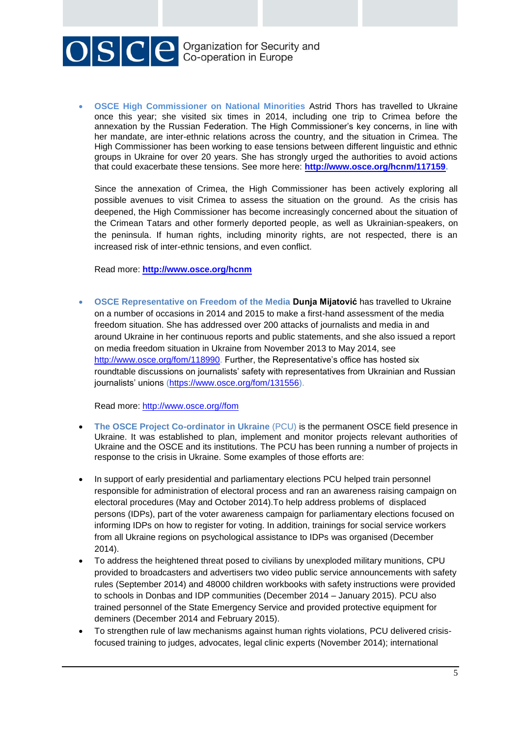- **OSCE High Commissioner on National Minorities** Astrid Thors has travelled to Ukraine once this year; she visited six times in 2014, including one trip to Crimea before the annexation by the Russian Federation. The High Commissioner's key concerns, in line with her mandate, are inter-ethnic relations across the country, and the situation in Crimea. The High Commissioner has been working to ease tensions between different linguistic and ethnic groups in Ukraine for over 20 years. She has strongly urged the authorities to avoid actions that could exacerbate these tensions. See more here: **http://www.osce.org/hcnm/117159**.

  Since the annexation of Crimea, the High Commissioner has been actively exploring all possible avenues to visit Crimea to assess the situation on the ground. As the crisis has deepened, the High Commissioner has become increasingly concerned about the situation of the Crimean Tatars and other formerly deported people, as well as Ukrainian-speakers, on the peninsula. If human rights, including minority rights, are not respected, there is an increased risk of inter-ethnic tensions, and even conflict.

  Read more: **http://www.osce.org/hcnm**

- **OSCE Representative on Freedom of the Media** **Dunja Mijatović** has travelled to Ukraine on a number of occasions in 2014 and 2015 to make a first-hand assessment of the media freedom situation. She has addressed over 200 attacks of journalists and media in and around Ukraine in her continuous reports and public statements, and she also issued a report on media freedom situation in Ukraine from November 2013 to May 2014, see http://www.osce.org/fom/118990. Further, the Representative's office has hosted six roundtable discussions on journalists' safety with representatives from Ukrainian and Russian journalists' unions (https://www.osce.org/fom/131556).

  Read more: http://www.osce.org//fom

- **The OSCE Project Co-ordinator in Ukraine** (PCU) is the permanent OSCE field presence in Ukraine. It was established to plan, implement and monitor projects relevant authorities of Ukraine and the OSCE and its institutions. The PCU has been running a number of projects in response to the crisis in Ukraine. Some examples of those efforts are:

- In support of early presidential and parliamentary elections PCU helped train personnel responsible for administration of electoral process and ran an awareness raising campaign on electoral procedures (May and October 2014).To help address problems of displaced persons (IDPs), part of the voter awareness campaign for parliamentary elections focused on informing IDPs on how to register for voting. In addition, trainings for social service workers from all Ukraine regions on psychological assistance to IDPs was organised (December 2014).
- To address the heightened threat posed to civilians by unexploded military munitions, CPU provided to broadcasters and advertisers two video public service announcements with safety rules (September 2014) and 48000 children workbooks with safety instructions were provided to schools in Donbas and IDP communities (December 2014 – January 2015). PCU also trained personnel of the State Emergency Service and provided protective equipment for deminers (December 2014 and February 2015).
- To strengthen rule of law mechanisms against human rights violations, PCU delivered crisis-focused training to judges, advocates, legal clinic experts (November 2014); international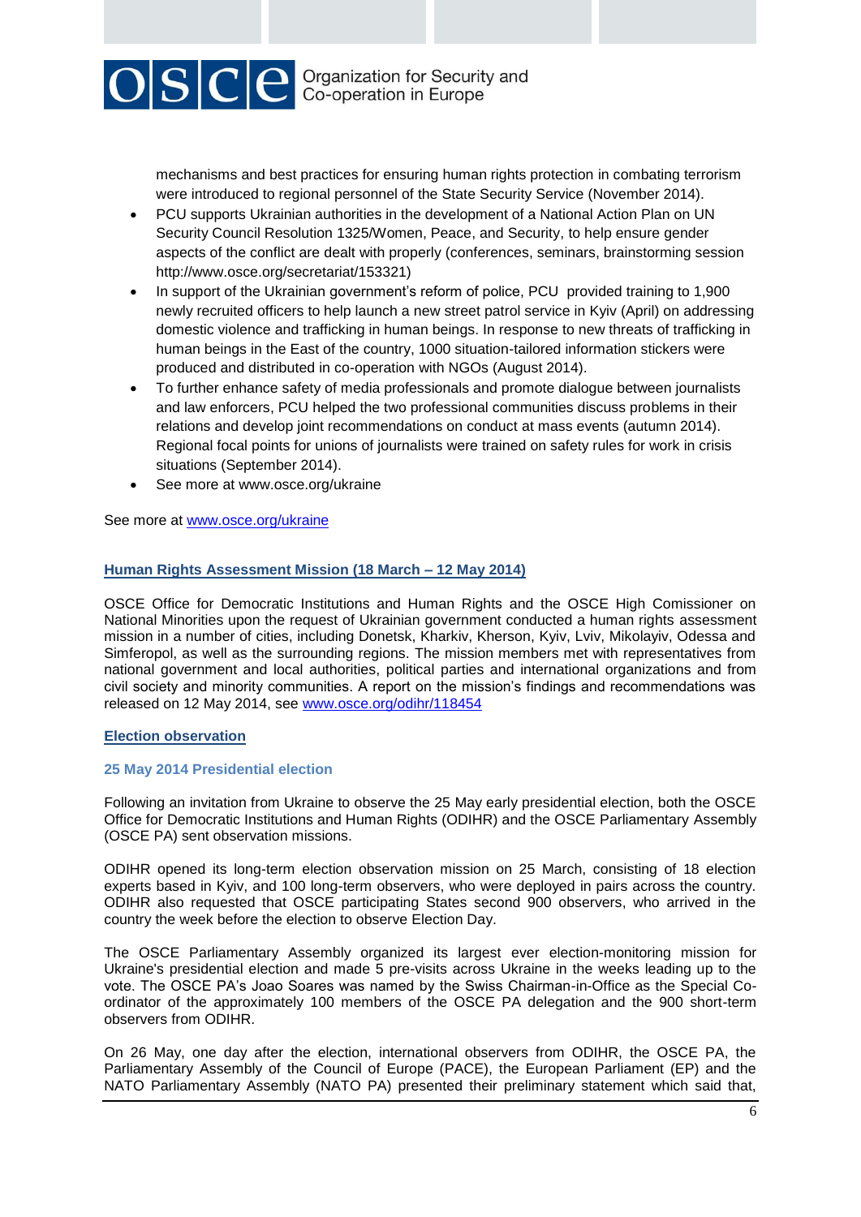mechanisms and best practices for ensuring human rights protection in combating terrorism were introduced to regional personnel of the State Security Service (November 2014).

- PCU supports Ukrainian authorities in the development of a National Action Plan on UN Security Council Resolution 1325/Women, Peace, and Security, to help ensure gender aspects of the conflict are dealt with properly (conferences, seminars, brainstorming session http://www.osce.org/secretariat/153321)
- In support of the Ukrainian government's reform of police, PCU provided training to 1,900 newly recruited officers to help launch a new street patrol service in Kyiv (April) on addressing domestic violence and trafficking in human beings. In response to new threats of trafficking in human beings in the East of the country, 1000 situation-tailored information stickers were produced and distributed in co-operation with NGOs (August 2014).
- To further enhance safety of media professionals and promote dialogue between journalists and law enforcers, PCU helped the two professional communities discuss problems in their relations and develop joint recommendations on conduct at mass events (autumn 2014). Regional focal points for unions of journalists were trained on safety rules for work in crisis situations (September 2014).
- See more at www.osce.org/ukraine

See more at [www.osce.org/ukraine](www.osce.org/ukraine)

## Human Rights Assessment Mission (18 March – 12 May 2014)

OSCE Office for Democratic Institutions and Human Rights and the OSCE High Comissioner on National Minorities upon the request of Ukrainian government conducted a human rights assessment mission in a number of cities, including Donetsk, Kharkiv, Kherson, Kyiv, Lviv, Mikolayiv, Odessa and Simferopol, as well as the surrounding regions. The mission members met with representatives from national government and local authorities, political parties and international organizations and from civil society and minority communities. A report on the mission's findings and recommendations was released on 12 May 2014, see [www.osce.org/odihr/118454](www.osce.org/odihr/118454)

## Election observation

### 25 May 2014 Presidential election

Following an invitation from Ukraine to observe the 25 May early presidential election, both the OSCE Office for Democratic Institutions and Human Rights (ODIHR) and the OSCE Parliamentary Assembly (OSCE PA) sent observation missions.

ODIHR opened its long-term election observation mission on 25 March, consisting of 18 election experts based in Kyiv, and 100 long-term observers, who were deployed in pairs across the country. ODIHR also requested that OSCE participating States second 900 observers, who arrived in the country the week before the election to observe Election Day.

The OSCE Parliamentary Assembly organized its largest ever election-monitoring mission for Ukraine's presidential election and made 5 pre-visits across Ukraine in the weeks leading up to the vote. The OSCE PA's Joao Soares was named by the Swiss Chairman-in-Office as the Special Co-ordinator of the approximately 100 members of the OSCE PA delegation and the 900 short-term observers from ODIHR.

On 26 May, one day after the election, international observers from ODIHR, the OSCE PA, the Parliamentary Assembly of the Council of Europe (PACE), the European Parliament (EP) and the NATO Parliamentary Assembly (NATO PA) presented their preliminary statement which said that,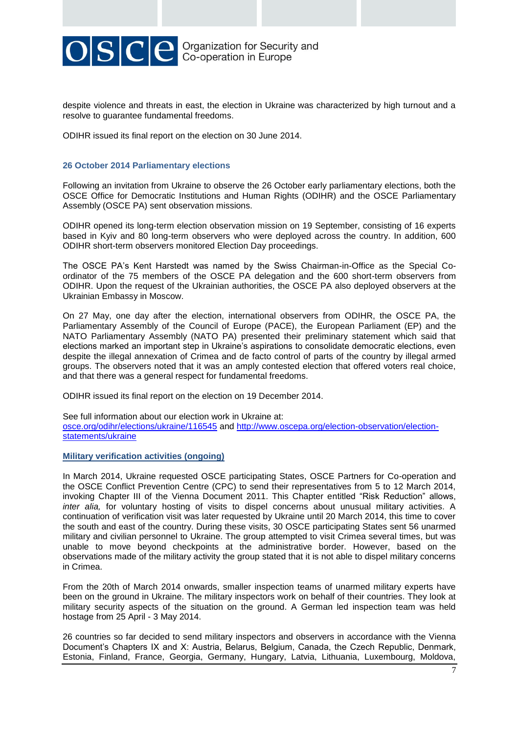despite violence and threats in east, the election in Ukraine was characterized by high turnout and a resolve to guarantee fundamental freedoms.

ODIHR issued its final report on the election on 30 June 2014.

### 26 October 2014 Parliamentary elections

Following an invitation from Ukraine to observe the 26 October early parliamentary elections, both the OSCE Office for Democratic Institutions and Human Rights (ODIHR) and the OSCE Parliamentary Assembly (OSCE PA) sent observation missions.

ODIHR opened its long-term election observation mission on 19 September, consisting of 16 experts based in Kyiv and 80 long-term observers who were deployed across the country. In addition, 600 ODIHR short-term observers monitored Election Day proceedings.

The OSCE PA's Kent Harstedt was named by the Swiss Chairman-in-Office as the Special Co-ordinator of the 75 members of the OSCE PA delegation and the 600 short-term observers from ODIHR. Upon the request of the Ukrainian authorities, the OSCE PA also deployed observers at the Ukrainian Embassy in Moscow.

On 27 May, one day after the election, international observers from ODIHR, the OSCE PA, the Parliamentary Assembly of the Council of Europe (PACE), the European Parliament (EP) and the NATO Parliamentary Assembly (NATO PA) presented their preliminary statement which said that elections marked an important step in Ukraine's aspirations to consolidate democratic elections, even despite the illegal annexation of Crimea and de facto control of parts of the country by illegal armed groups. The observers noted that it was an amply contested election that offered voters real choice, and that there was a general respect for fundamental freedoms.

ODIHR issued its final report on the election on 19 December 2014.

See full information about our election work in Ukraine at:
[osce.org/odihr/elections/ukraine/116545](osce.org/odihr/elections/ukraine/116545) and [http://www.oscepa.org/election-observation/election-statements/ukraine](http://www.oscepa.org/election-observation/election-statements/ukraine)

### Military verification activities (ongoing)

In March 2014, Ukraine requested OSCE participating States, OSCE Partners for Co-operation and the OSCE Conflict Prevention Centre (CPC) to send their representatives from 5 to 12 March 2014, invoking Chapter III of the Vienna Document 2011. This Chapter entitled "Risk Reduction" allows, *inter alia,* for voluntary hosting of visits to dispel concerns about unusual military activities. A continuation of verification visit was later requested by Ukraine until 20 March 2014, this time to cover the south and east of the country. During these visits, 30 OSCE participating States sent 56 unarmed military and civilian personnel to Ukraine. The group attempted to visit Crimea several times, but was unable to move beyond checkpoints at the administrative border. However, based on the observations made of the military activity the group stated that it is not able to dispel military concerns in Crimea.

From the 20th of March 2014 onwards, smaller inspection teams of unarmed military experts have been on the ground in Ukraine. The military inspectors work on behalf of their countries. They look at military security aspects of the situation on the ground. A German led inspection team was held hostage from 25 April - 3 May 2014.

26 countries so far decided to send military inspectors and observers in accordance with the Vienna Document's Chapters IX and X: Austria, Belarus, Belgium, Canada, the Czech Republic, Denmark, Estonia, Finland, France, Georgia, Germany, Hungary, Latvia, Lithuania, Luxembourg, Moldova,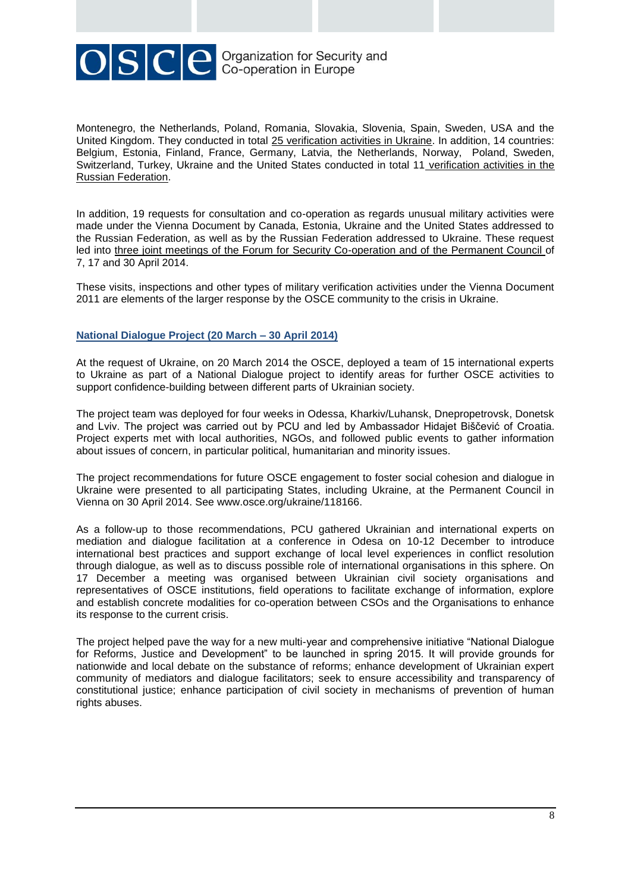Montenegro, the Netherlands, Poland, Romania, Slovakia, Slovenia, Spain, Sweden, USA and the United Kingdom. They conducted in total 25 verification activities in Ukraine. In addition, 14 countries: Belgium, Estonia, Finland, France, Germany, Latvia, the Netherlands, Norway, Poland, Sweden, Switzerland, Turkey, Ukraine and the United States conducted in total 11 verification activities in the Russian Federation.

In addition, 19 requests for consultation and co-operation as regards unusual military activities were made under the Vienna Document by Canada, Estonia, Ukraine and the United States addressed to the Russian Federation, as well as by the Russian Federation addressed to Ukraine. These request led into three joint meetings of the Forum for Security Co-operation and of the Permanent Council of 7, 17 and 30 April 2014.

These visits, inspections and other types of military verification activities under the Vienna Document 2011 are elements of the larger response by the OSCE community to the crisis in Ukraine.

### National Dialogue Project (20 March – 30 April 2014)

At the request of Ukraine, on 20 March 2014 the OSCE, deployed a team of 15 international experts to Ukraine as part of a National Dialogue project to identify areas for further OSCE activities to support confidence-building between different parts of Ukrainian society.

The project team was deployed for four weeks in Odessa, Kharkiv/Luhansk, Dnepropetrovsk, Donetsk and Lviv. The project was carried out by PCU and led by Ambassador Hidajet Biščević of Croatia. Project experts met with local authorities, NGOs, and followed public events to gather information about issues of concern, in particular political, humanitarian and minority issues.

The project recommendations for future OSCE engagement to foster social cohesion and dialogue in Ukraine were presented to all participating States, including Ukraine, at the Permanent Council in Vienna on 30 April 2014. See www.osce.org/ukraine/118166.

As a follow-up to those recommendations, PCU gathered Ukrainian and international experts on mediation and dialogue facilitation at a conference in Odesa on 10-12 December to introduce international best practices and support exchange of local level experiences in conflict resolution through dialogue, as well as to discuss possible role of international organisations in this sphere. On 17 December a meeting was organised between Ukrainian civil society organisations and representatives of OSCE institutions, field operations to facilitate exchange of information, explore and establish concrete modalities for co-operation between CSOs and the Organisations to enhance its response to the current crisis.

The project helped pave the way for a new multi-year and comprehensive initiative "National Dialogue for Reforms, Justice and Development" to be launched in spring 2015. It will provide grounds for nationwide and local debate on the substance of reforms; enhance development of Ukrainian expert community of mediators and dialogue facilitators; seek to ensure accessibility and transparency of constitutional justice; enhance participation of civil society in mechanisms of prevention of human rights abuses.